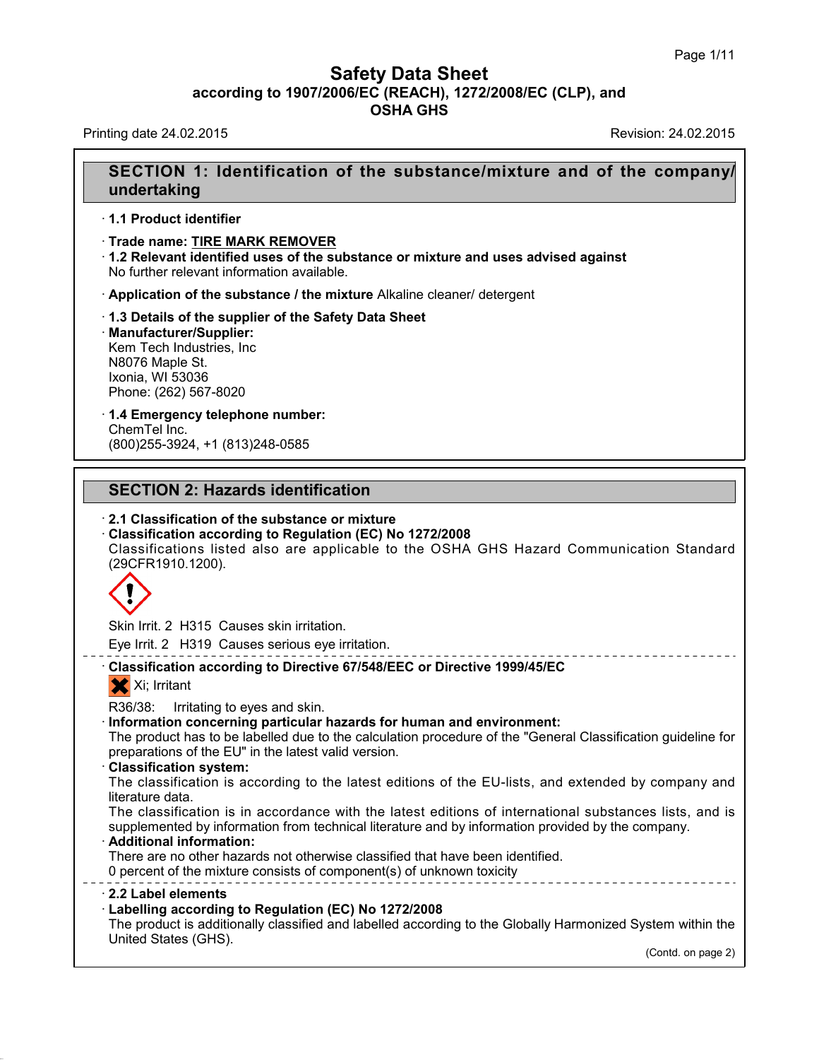# Safety Data Sheet
**according to 1907/2006/EC (REACH), 1272/2008/EC (CLP), and OSHA GHS**

Printing date 24.02.2015 Revision: 24.02.2015

## SECTION 1: Identification of the substance/mixture and of the company/undertaking

· **1.1 Product identifier**

· **Trade name: TIRE MARK REMOVER**

· **1.2 Relevant identified uses of the substance or mixture and uses advised against**
No further relevant information available.

· **Application of the substance / the mixture** Alkaline cleaner/ detergent

· **1.3 Details of the supplier of the Safety Data Sheet**

· **Manufacturer/Supplier:**
Kem Tech Industries, Inc
N8076 Maple St.
Ixonia, WI 53036
Phone: (262) 567-8020

· **1.4 Emergency telephone number:**
ChemTel Inc.
(800)255-3924, +1 (813)248-0585

## SECTION 2: Hazards identification

· **2.1 Classification of the substance or mixture**

· **Classification according to Regulation (EC) No 1272/2008**
Classifications listed also are applicable to the OSHA GHS Hazard Communication Standard (29CFR1910.1200).

Skin Irrit. 2 H315 Causes skin irritation.

Eye Irrit. 2 H319 Causes serious eye irritation.

· **Classification according to Directive 67/548/EEC or Directive 1999/45/EC**

Xi; Irritant

R36/38: Irritating to eyes and skin.

· **Information concerning particular hazards for human and environment:**
The product has to be labelled due to the calculation procedure of the "General Classification guideline for preparations of the EU" in the latest valid version.

· **Classification system:**
The classification is according to the latest editions of the EU-lists, and extended by company and literature data.
The classification is in accordance with the latest editions of international substances lists, and is supplemented by information from technical literature and by information provided by the company.

· **Additional information:**
There are no other hazards not otherwise classified that have been identified.
0 percent of the mixture consists of component(s) of unknown toxicity

· **2.2 Label elements**

· **Labelling according to Regulation (EC) No 1272/2008**
The product is additionally classified and labelled according to the Globally Harmonized System within the United States (GHS).

(Contd. on page 2)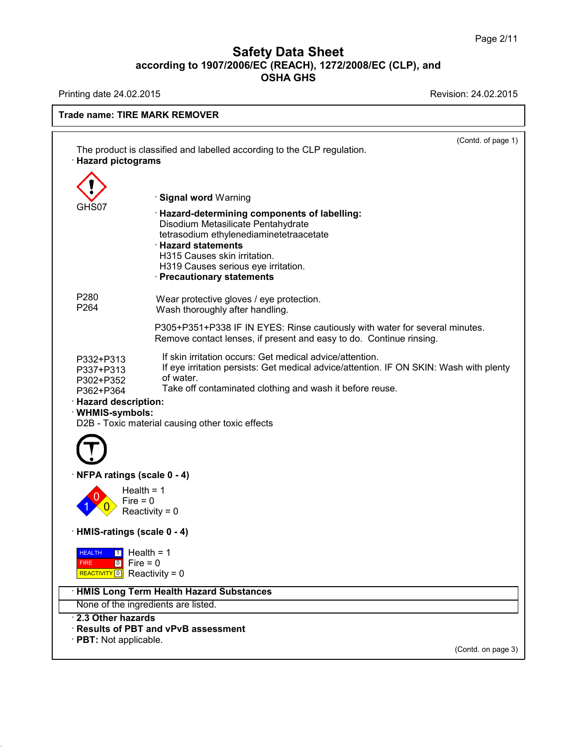# Safety Data Sheet
## according to 1907/2006/EC (REACH), 1272/2008/EC (CLP), and OSHA GHS

Printing date 24.02.2015 Revision: 24.02.2015

**Trade name: TIRE MARK REMOVER**

(Contd. of page 1)

The product is classified and labelled according to the CLP regulation.

· **Hazard pictograms**

GHS07

· **Signal word** Warning

· **Hazard-determining components of labelling:**
Disodium Metasilicate Pentahydrate
tetrasodium ethylenediaminetetraacetate

· **Hazard statements**
H315 Causes skin irritation.
H319 Causes serious eye irritation.

· **Precautionary statements**

P280 Wear protective gloves / eye protection.
P264 Wash thoroughly after handling.

P305+P351+P338 IF IN EYES: Rinse cautiously with water for several minutes. Remove contact lenses, if present and easy to do. Continue rinsing.

P332+P313 If skin irritation occurs: Get medical advice/attention.
P337+P313 If eye irritation persists: Get medical advice/attention.
P302+P352 IF ON SKIN: Wash with plenty of water.
P362+P364 Take off contaminated clothing and wash it before reuse.

· **Hazard description:**

· **WHMIS-symbols:**
D2B - Toxic material causing other toxic effects

· **NFPA ratings (scale 0 - 4)**

Health = 1
Fire = 0
Reactivity = 0

· **HMIS-ratings (scale 0 - 4)**

| | | |
|---|---|---|
| HEALTH | 1 | Health = 1 |
| FIRE | 0 | Fire = 0 |
| REACTIVITY | 0 | Reactivity = 0 |

· **HMIS Long Term Health Hazard Substances**

None of the ingredients are listed.

· **2.3 Other hazards**

· **Results of PBT and vPvB assessment**

· **PBT:** Not applicable.

(Contd. on page 3)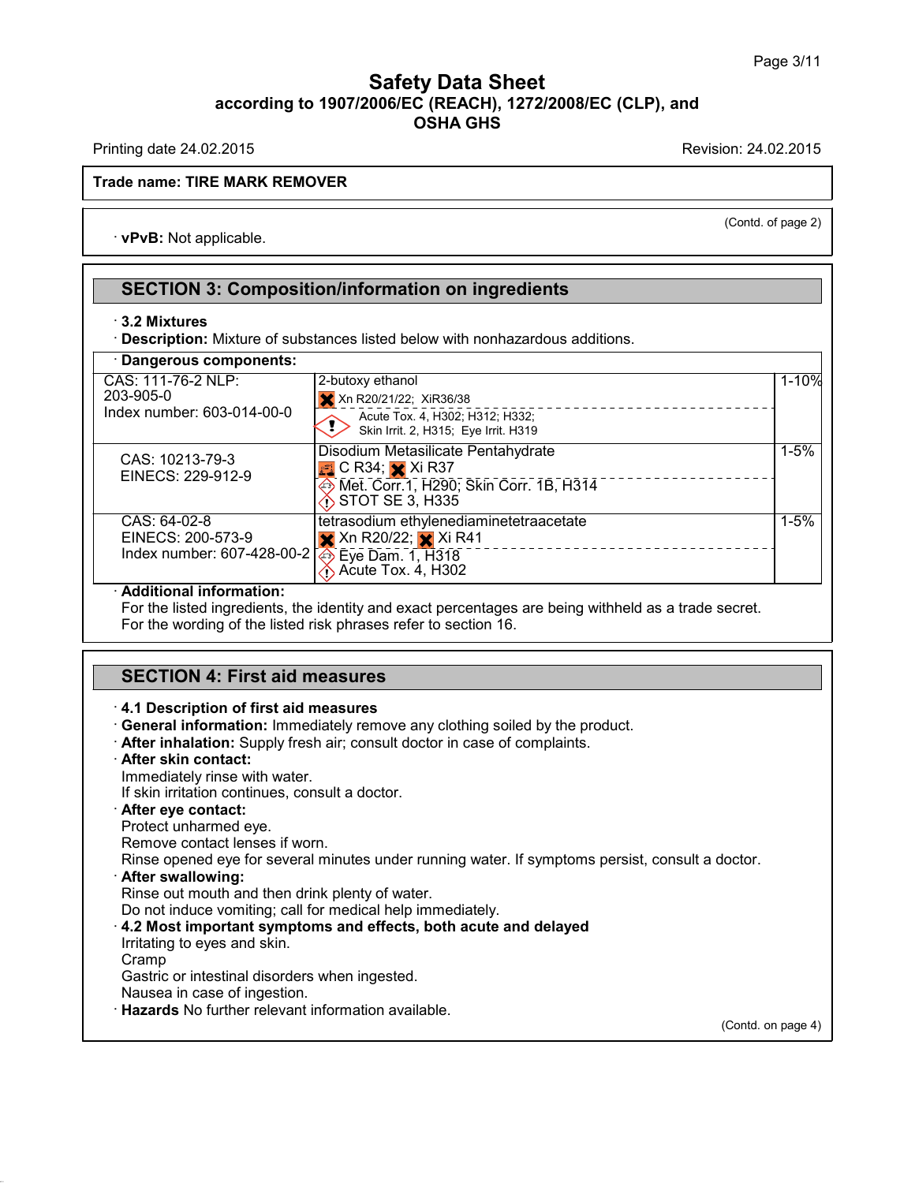**Trade name: TIRE MARK REMOVER**

(Contd. of page 2)

· **vPvB:** Not applicable.

## SECTION 3: Composition/information on ingredients

· **3.2 Mixtures**

· **Description:** Mixture of substances listed below with nonhazardous additions.

· **Dangerous components:**

| | | |
|---|---|---|
| CAS: 111-76-2 NLP: 203-905-0 Index number: 603-014-00-0 | 2-butoxy ethanol<br>Xn R20/21/22; XiR36/38<br>Acute Tox. 4, H302; H312; H332; Skin Irrit. 2, H315; Eye Irrit. H319 | 1-10% |
| CAS: 10213-79-3 EINECS: 229-912-9 | Disodium Metasilicate Pentahydrate<br>C R34; Xi R37<br>Met. Corr.1, H290; Skin Corr. 1B, H314<br>STOT SE 3, H335 | 1-5% |
| CAS: 64-02-8 EINECS: 200-573-9 Index number: 607-428-00-2 | tetrasodium ethylenediaminetetraacetate<br>Xn R20/22; Xi R41<br>Eye Dam. 1, H318<br>Acute Tox. 4, H302 | 1-5% |

· **Additional information:**
For the listed ingredients, the identity and exact percentages are being withheld as a trade secret.
For the wording of the listed risk phrases refer to section 16.

## SECTION 4: First aid measures

· **4.1 Description of first aid measures**

· **General information:** Immediately remove any clothing soiled by the product.

· **After inhalation:** Supply fresh air; consult doctor in case of complaints.

· **After skin contact:**
Immediately rinse with water.
If skin irritation continues, consult a doctor.

· **After eye contact:**
Protect unharmed eye.
Remove contact lenses if worn.
Rinse opened eye for several minutes under running water. If symptoms persist, consult a doctor.

· **After swallowing:**
Rinse out mouth and then drink plenty of water.
Do not induce vomiting; call for medical help immediately.

· **4.2 Most important symptoms and effects, both acute and delayed**
Irritating to eyes and skin.
Cramp
Gastric or intestinal disorders when ingested.
Nausea in case of ingestion.

· **Hazards** No further relevant information available.

(Contd. on page 4)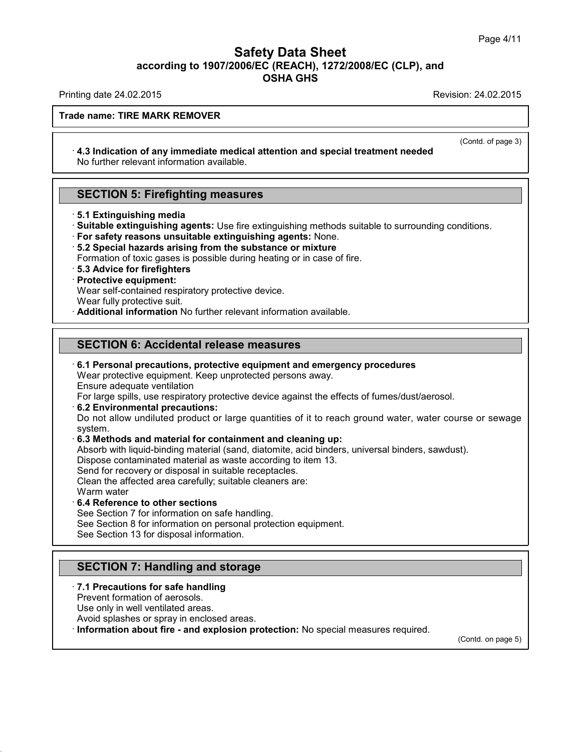**Trade name: TIRE MARK REMOVER**

(Contd. of page 3)

· **4.3 Indication of any immediate medical attention and special treatment needed**
No further relevant information available.

## SECTION 5: Firefighting measures

· **5.1 Extinguishing media**
· **Suitable extinguishing agents:** Use fire extinguishing methods suitable to surrounding conditions.
· **For safety reasons unsuitable extinguishing agents:** None.
· **5.2 Special hazards arising from the substance or mixture**
Formation of toxic gases is possible during heating or in case of fire.
· **5.3 Advice for firefighters**
· **Protective equipment:**
Wear self-contained respiratory protective device.
Wear fully protective suit.
· **Additional information** No further relevant information available.

## SECTION 6: Accidental release measures

· **6.1 Personal precautions, protective equipment and emergency procedures**
Wear protective equipment. Keep unprotected persons away.
Ensure adequate ventilation
For large spills, use respiratory protective device against the effects of fumes/dust/aerosol.
· **6.2 Environmental precautions:**
Do not allow undiluted product or large quantities of it to reach ground water, water course or sewage system.
· **6.3 Methods and material for containment and cleaning up:**
Absorb with liquid-binding material (sand, diatomite, acid binders, universal binders, sawdust).
Dispose contaminated material as waste according to item 13.
Send for recovery or disposal in suitable receptacles.
Clean the affected area carefully; suitable cleaners are:
Warm water
· **6.4 Reference to other sections**
See Section 7 for information on safe handling.
See Section 8 for information on personal protection equipment.
See Section 13 for disposal information.

## SECTION 7: Handling and storage

· **7.1 Precautions for safe handling**
Prevent formation of aerosols.
Use only in well ventilated areas.
Avoid splashes or spray in enclosed areas.
· **Information about fire - and explosion protection:** No special measures required.

(Contd. on page 5)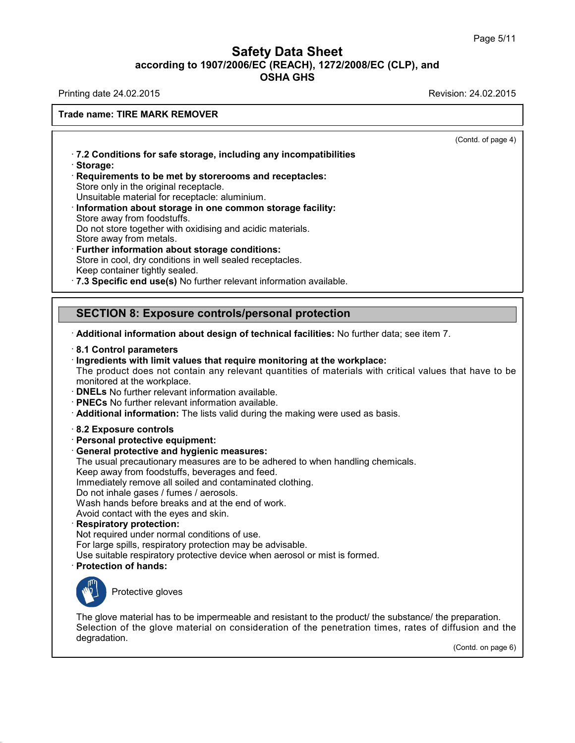**Trade name: TIRE MARK REMOVER**

(Contd. of page 4)

· **7.2 Conditions for safe storage, including any incompatibilities**
· **Storage:**
· **Requirements to be met by storerooms and receptacles:**
Store only in the original receptacle.
Unsuitable material for receptacle: aluminium.
· **Information about storage in one common storage facility:**
Store away from foodstuffs.
Do not store together with oxidising and acidic materials.
Store away from metals.
· **Further information about storage conditions:**
Store in cool, dry conditions in well sealed receptacles.
Keep container tightly sealed.
· **7.3 Specific end use(s)** No further relevant information available.

## SECTION 8: Exposure controls/personal protection

· **Additional information about design of technical facilities:** No further data; see item 7.

· **8.1 Control parameters**
· **Ingredients with limit values that require monitoring at the workplace:**
The product does not contain any relevant quantities of materials with critical values that have to be monitored at the workplace.
· **DNELs** No further relevant information available.
· **PNECs** No further relevant information available.
· **Additional information:** The lists valid during the making were used as basis.

· **8.2 Exposure controls**
· **Personal protective equipment:**
· **General protective and hygienic measures:**
The usual precautionary measures are to be adhered to when handling chemicals.
Keep away from foodstuffs, beverages and feed.
Immediately remove all soiled and contaminated clothing.
Do not inhale gases / fumes / aerosols.
Wash hands before breaks and at the end of work.
Avoid contact with the eyes and skin.
· **Respiratory protection:**
Not required under normal conditions of use.
For large spills, respiratory protection may be advisable.
Use suitable respiratory protective device when aerosol or mist is formed.
· **Protection of hands:**

Protective gloves

The glove material has to be impermeable and resistant to the product/ the substance/ the preparation.
Selection of the glove material on consideration of the penetration times, rates of diffusion and the degradation.

(Contd. on page 6)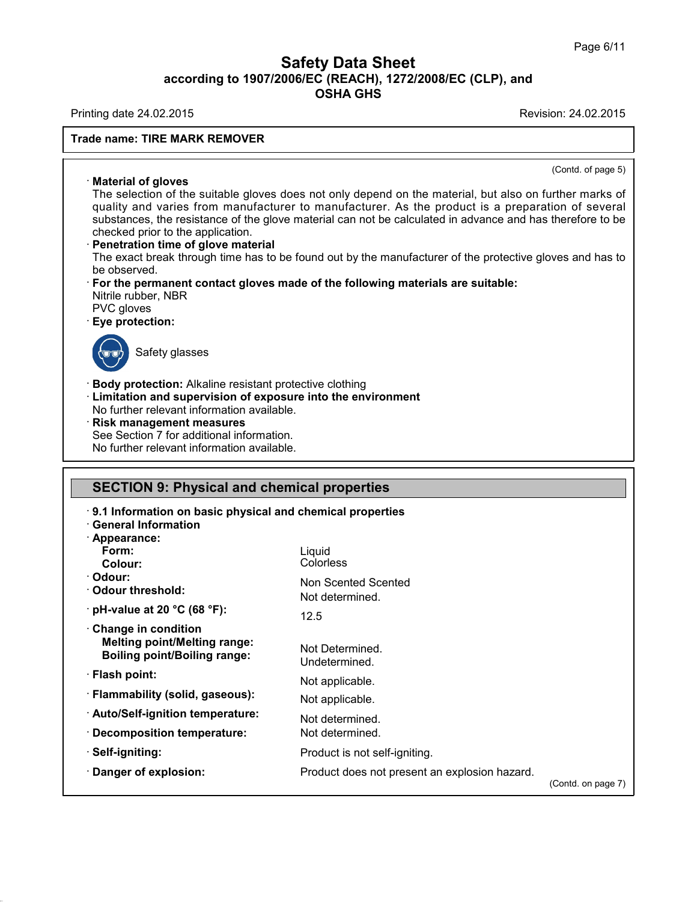(Contd. of page 5)

· **Material of gloves**
The selection of the suitable gloves does not only depend on the material, but also on further marks of quality and varies from manufacturer to manufacturer. As the product is a preparation of several substances, the resistance of the glove material can not be calculated in advance and has therefore to be checked prior to the application.

· **Penetration time of glove material**
The exact break through time has to be found out by the manufacturer of the protective gloves and has to be observed.

· **For the permanent contact gloves made of the following materials are suitable:**
Nitrile rubber, NBR
PVC gloves

· **Eye protection:**
Safety glasses

· **Body protection:** Alkaline resistant protective clothing

· **Limitation and supervision of exposure into the environment**
No further relevant information available.

· **Risk management measures**
See Section 7 for additional information.
No further relevant information available.

## SECTION 9: Physical and chemical properties

· **9.1 Information on basic physical and chemical properties**

· **General Information**

| | |
|---|---|
| · **Appearance:** | |
| **Form:** | Liquid |
| **Colour:** | Colorless |
| · **Odour:** | Non Scented Scented |
| · **Odour threshold:** | Not determined. |
| · **pH-value at 20 °C (68 °F):** | 12.5 |
| · **Change in condition** | |
| **Melting point/Melting range:** | Not Determined. |
| **Boiling point/Boiling range:** | Undetermined. |
| · **Flash point:** | Not applicable. |
| · **Flammability (solid, gaseous):** | Not applicable. |
| · **Auto/Self-ignition temperature:** | Not determined. |
| · **Decomposition temperature:** | Not determined. |
| · **Self-igniting:** | Product is not self-igniting. |
| · **Danger of explosion:** | Product does not present an explosion hazard. |

(Contd. on page 7)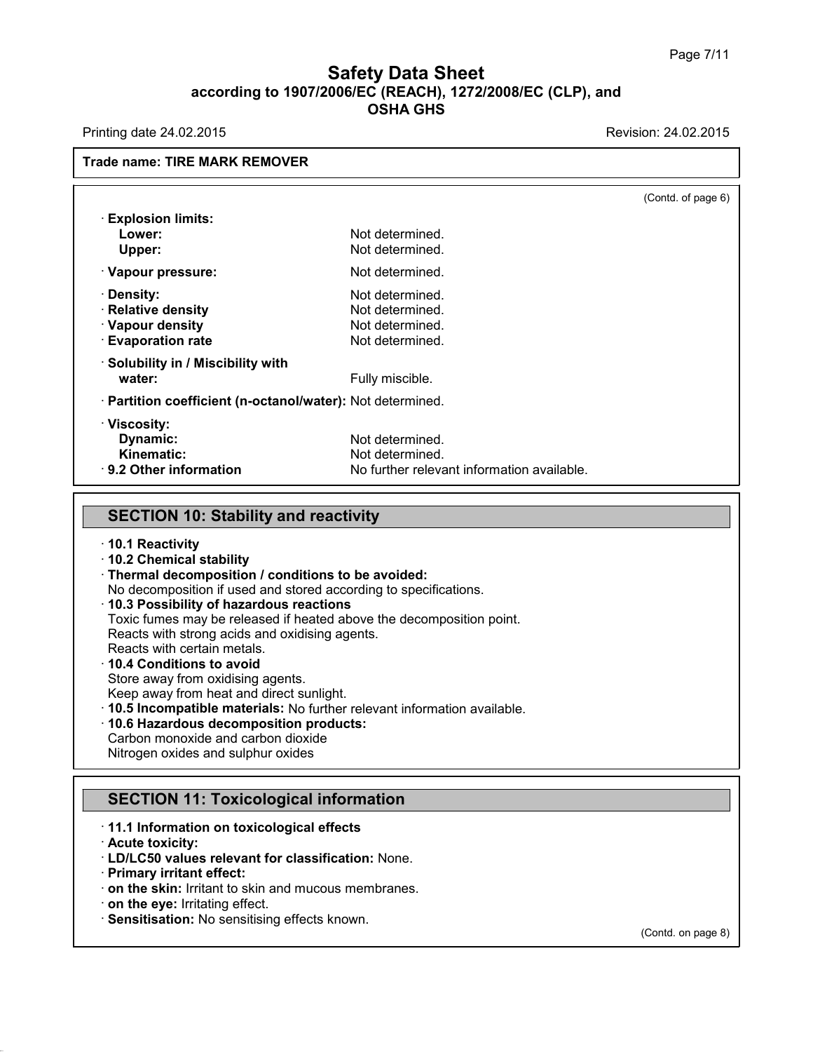**Trade name: TIRE MARK REMOVER**

(Contd. of page 6)

- **Explosion limits:**
  - **Lower:** Not determined.
  - **Upper:** Not determined.
- **Vapour pressure:** Not determined.
- **Density:** Not determined.
- **Relative density** Not determined.
- **Vapour density** Not determined.
- **Evaporation rate** Not determined.
- **Solubility in / Miscibility with water:** Fully miscible.
- **Partition coefficient (n-octanol/water):** Not determined.
- **Viscosity:**
  - **Dynamic:** Not determined.
  - **Kinematic:** Not determined.
- **9.2 Other information** No further relevant information available.

## SECTION 10: Stability and reactivity

- **10.1 Reactivity**
- **10.2 Chemical stability**
- **Thermal decomposition / conditions to be avoided:**
  No decomposition if used and stored according to specifications.
- **10.3 Possibility of hazardous reactions**
  Toxic fumes may be released if heated above the decomposition point.
  Reacts with strong acids and oxidising agents.
  Reacts with certain metals.
- **10.4 Conditions to avoid**
  Store away from oxidising agents.
  Keep away from heat and direct sunlight.
- **10.5 Incompatible materials:** No further relevant information available.
- **10.6 Hazardous decomposition products:**
  Carbon monoxide and carbon dioxide
  Nitrogen oxides and sulphur oxides

## SECTION 11: Toxicological information

- **11.1 Information on toxicological effects**
- **Acute toxicity:**
- **LD/LC50 values relevant for classification:** None.
- **Primary irritant effect:**
- **on the skin:** Irritant to skin and mucous membranes.
- **on the eye:** Irritating effect.
- **Sensitisation:** No sensitising effects known.

(Contd. on page 8)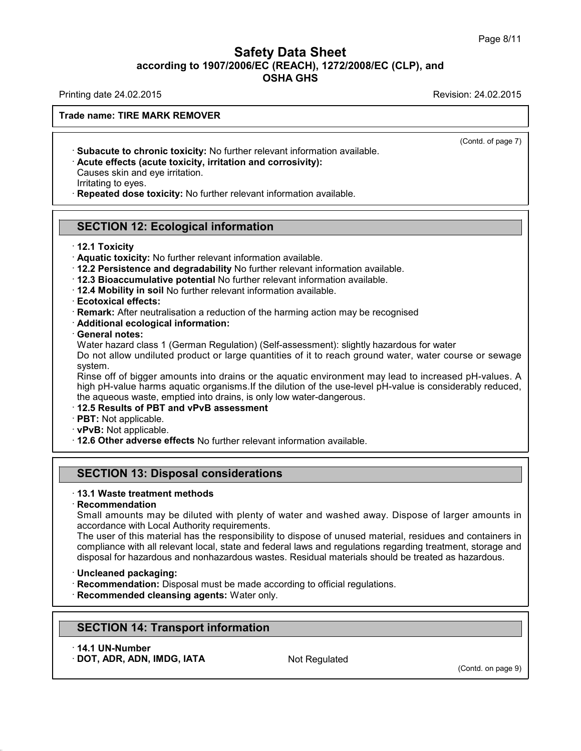**Trade name: TIRE MARK REMOVER**

(Contd. of page 7)

· **Subacute to chronic toxicity:** No further relevant information available.
· **Acute effects (acute toxicity, irritation and corrosivity):**
Causes skin and eye irritation.
Irritating to eyes.
· **Repeated dose toxicity:** No further relevant information available.

## SECTION 12: Ecological information

· **12.1 Toxicity**
· **Aquatic toxicity:** No further relevant information available.
· **12.2 Persistence and degradability** No further relevant information available.
· **12.3 Bioaccumulative potential** No further relevant information available.
· **12.4 Mobility in soil** No further relevant information available.
· **Ecotoxical effects:**
· **Remark:** After neutralisation a reduction of the harming action may be recognised
· **Additional ecological information:**
· **General notes:**
Water hazard class 1 (German Regulation) (Self-assessment): slightly hazardous for water
Do not allow undiluted product or large quantities of it to reach ground water, water course or sewage system.
Rinse off of bigger amounts into drains or the aquatic environment may lead to increased pH-values. A high pH-value harms aquatic organisms.If the dilution of the use-level pH-value is considerably reduced, the aqueous waste, emptied into drains, is only low water-dangerous.
· **12.5 Results of PBT and vPvB assessment**
· **PBT:** Not applicable.
· **vPvB:** Not applicable.
· **12.6 Other adverse effects** No further relevant information available.

## SECTION 13: Disposal considerations

· **13.1 Waste treatment methods**
· **Recommendation**
Small amounts may be diluted with plenty of water and washed away. Dispose of larger amounts in accordance with Local Authority requirements.
The user of this material has the responsibility to dispose of unused material, residues and containers in compliance with all relevant local, state and federal laws and regulations regarding treatment, storage and disposal for hazardous and nonhazardous wastes. Residual materials should be treated as hazardous.

· **Uncleaned packaging:**
· **Recommendation:** Disposal must be made according to official regulations.
· **Recommended cleansing agents:** Water only.

## SECTION 14: Transport information

· **14.1 UN-Number**
· **DOT, ADR, ADN, IMDG, IATA** Not Regulated

(Contd. on page 9)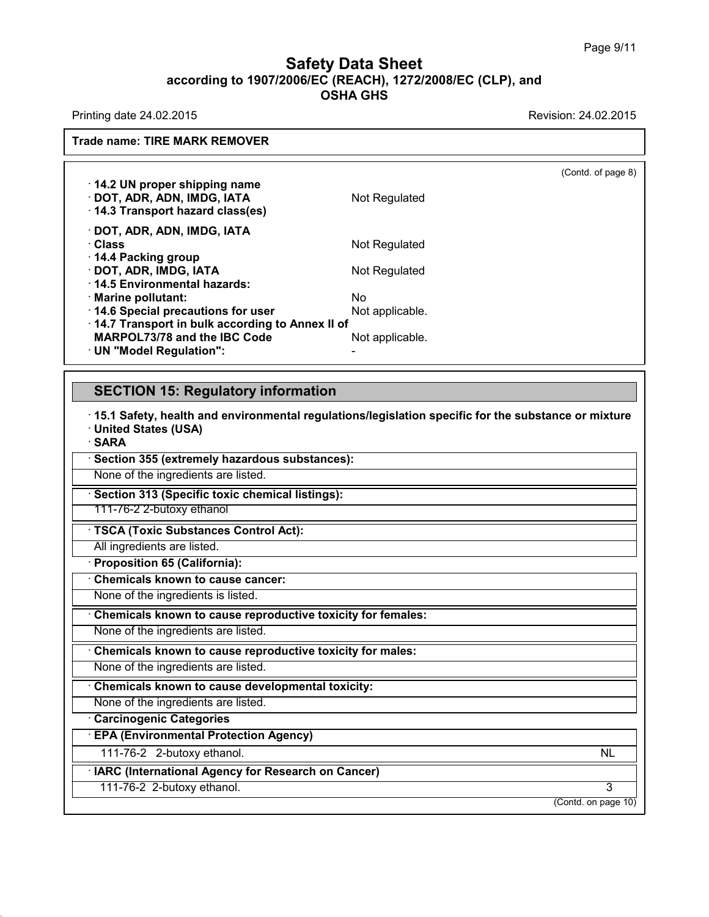**Trade name: TIRE MARK REMOVER**

(Contd. of page 8)

· **14.2 UN proper shipping name**
· **DOT, ADR, ADN, IMDG, IATA** Not Regulated
· **14.3 Transport hazard class(es)**

· **DOT, ADR, ADN, IMDG, IATA**
· **Class** Not Regulated
· **14.4 Packing group**
· **DOT, ADR, IMDG, IATA** Not Regulated
· **14.5 Environmental hazards:**
· **Marine pollutant:** No
· **14.6 Special precautions for user** Not applicable.
· **14.7 Transport in bulk according to Annex II of MARPOL73/78 and the IBC Code** Not applicable.
· **UN "Model Regulation":** -

## SECTION 15: Regulatory information

· **15.1 Safety, health and environmental regulations/legislation specific for the substance or mixture**
· **United States (USA)**
· **SARA**

· **Section 355 (extremely hazardous substances):**
None of the ingredients are listed.

· **Section 313 (Specific toxic chemical listings):**
111-76-2 2-butoxy ethanol

· **TSCA (Toxic Substances Control Act):**
All ingredients are listed.

· **Proposition 65 (California):**

· **Chemicals known to cause cancer:**
None of the ingredients is listed.

· **Chemicals known to cause reproductive toxicity for females:**
None of the ingredients are listed.

· **Chemicals known to cause reproductive toxicity for males:**
None of the ingredients are listed.

· **Chemicals known to cause developmental toxicity:**
None of the ingredients are listed.

· **Carcinogenic Categories**

· **EPA (Environmental Protection Agency)**

| | | |
|---|---|---|
| 111-76-2 | 2-butoxy ethanol. | NL |

· **IARC (International Agency for Research on Cancer)**

| | | |
|---|---|---|
| 111-76-2 | 2-butoxy ethanol. | 3 |

(Contd. on page 10)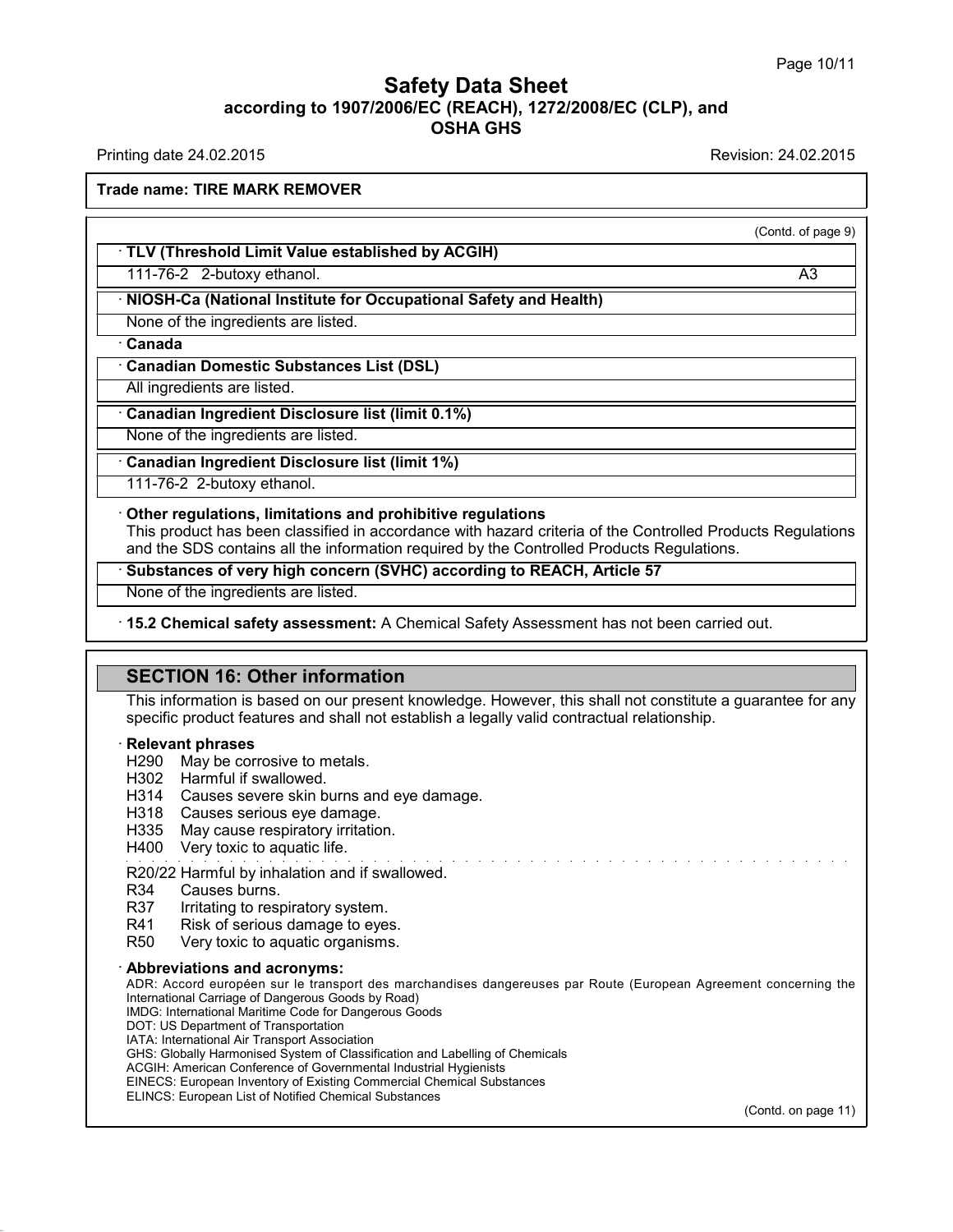# Safety Data Sheet
## according to 1907/2006/EC (REACH), 1272/2008/EC (CLP), and OSHA GHS

Printing date 24.02.2015 Revision: 24.02.2015

**Trade name: TIRE MARK REMOVER**

(Contd. of page 9)

· **TLV (Threshold Limit Value established by ACGIH)**

111-76-2 2-butoxy ethanol. A3

· **NIOSH-Ca (National Institute for Occupational Safety and Health)**

None of the ingredients are listed.

· **Canada**

· **Canadian Domestic Substances List (DSL)**

All ingredients are listed.

· **Canadian Ingredient Disclosure list (limit 0.1%)**

None of the ingredients are listed.

· **Canadian Ingredient Disclosure list (limit 1%)**

111-76-2 2-butoxy ethanol.

· **Other regulations, limitations and prohibitive regulations**
This product has been classified in accordance with hazard criteria of the Controlled Products Regulations and the SDS contains all the information required by the Controlled Products Regulations.

· **Substances of very high concern (SVHC) according to REACH, Article 57**

None of the ingredients are listed.

· **15.2 Chemical safety assessment:** A Chemical Safety Assessment has not been carried out.

## SECTION 16: Other information

This information is based on our present knowledge. However, this shall not constitute a guarantee for any specific product features and shall not establish a legally valid contractual relationship.

· **Relevant phrases**

H290 May be corrosive to metals.
H302 Harmful if swallowed.
H314 Causes severe skin burns and eye damage.
H318 Causes serious eye damage.
H335 May cause respiratory irritation.
H400 Very toxic to aquatic life.

R20/22 Harmful by inhalation and if swallowed.
R34 Causes burns.
R37 Irritating to respiratory system.
R41 Risk of serious damage to eyes.
R50 Very toxic to aquatic organisms.

· **Abbreviations and acronyms:**

ADR: Accord européen sur le transport des marchandises dangereuses par Route (European Agreement concerning the International Carriage of Dangerous Goods by Road)
IMDG: International Maritime Code for Dangerous Goods
DOT: US Department of Transportation
IATA: International Air Transport Association
GHS: Globally Harmonised System of Classification and Labelling of Chemicals
ACGIH: American Conference of Governmental Industrial Hygienists
EINECS: European Inventory of Existing Commercial Chemical Substances
ELINCS: European List of Notified Chemical Substances

(Contd. on page 11)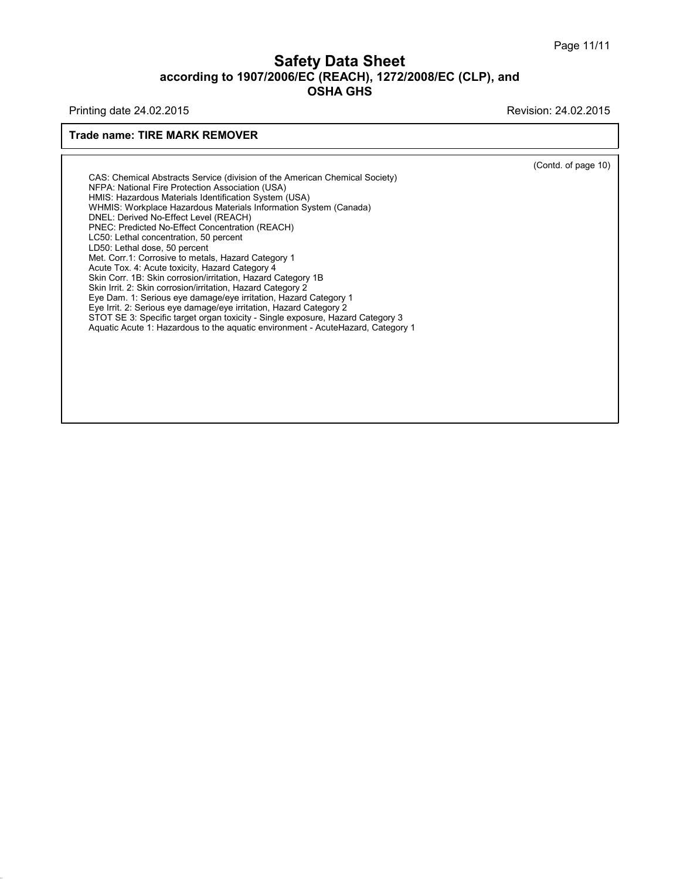**Trade name: TIRE MARK REMOVER**

(Contd. of page 10)

CAS: Chemical Abstracts Service (division of the American Chemical Society)
NFPA: National Fire Protection Association (USA)
HMIS: Hazardous Materials Identification System (USA)
WHMIS: Workplace Hazardous Materials Information System (Canada)
DNEL: Derived No-Effect Level (REACH)
PNEC: Predicted No-Effect Concentration (REACH)
LC50: Lethal concentration, 50 percent
LD50: Lethal dose, 50 percent
Met. Corr.1: Corrosive to metals, Hazard Category 1
Acute Tox. 4: Acute toxicity, Hazard Category 4
Skin Corr. 1B: Skin corrosion/irritation, Hazard Category 1B
Skin Irrit. 2: Skin corrosion/irritation, Hazard Category 2
Eye Dam. 1: Serious eye damage/eye irritation, Hazard Category 1
Eye Irrit. 2: Serious eye damage/eye irritation, Hazard Category 2
STOT SE 3: Specific target organ toxicity - Single exposure, Hazard Category 3
Aquatic Acute 1: Hazardous to the aquatic environment - AcuteHazard, Category 1